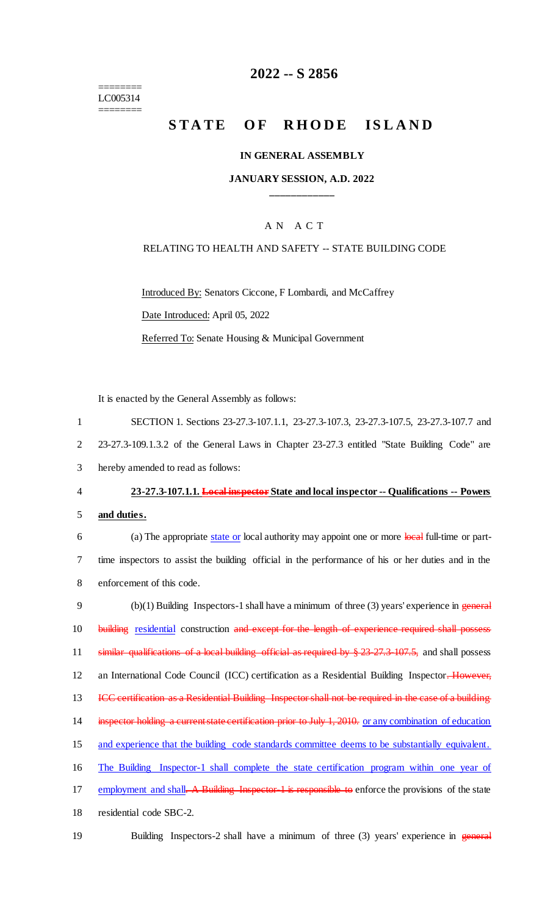# 2022 -- S 2856

========
LC005314
========

## STATE OF RHODE ISLAND

### IN GENERAL ASSEMBLY

### JANUARY SESSION, A.D. 2022

---

A N A C T

RELATING TO HEALTH AND SAFETY -- STATE BUILDING CODE

Introduced By: Senators Ciccone, F Lombardi, and McCaffrey

Date Introduced: April 05, 2022

Referred To: Senate Housing & Municipal Government

It is enacted by the General Assembly as follows:

1 SECTION 1. Sections 23-27.3-107.1.1, 23-27.3-107.3, 23-27.3-107.5, 23-27.3-107.7 and
2 23-27.3-109.1.3.2 of the General Laws in Chapter 23-27.3 entitled "State Building Code" are
3 hereby amended to read as follows:

4 **23-27.3-107.1.1. ~~Local inspector~~ State and local inspector -- Qualifications -- Powers**
5 **and duties.**

6 (a) The appropriate state or local authority may appoint one or more ~~local~~ full-time or part-
7 time inspectors to assist the building official in the performance of his or her duties and in the
8 enforcement of this code.

9 (b)(1) Building Inspectors-1 shall have a minimum of three (3) years' experience in ~~general~~
10 ~~building~~ residential construction ~~and except for the length of experience required shall possess~~
11 ~~similar qualifications of a local building official as required by § 23-27.3-107.5,~~ and shall possess
12 an International Code Council (ICC) certification as a Residential Building Inspector~~. However,~~
13 ~~ICC certification as a Residential Building Inspector shall not be required in the case of a building~~
14 ~~inspector holding a current state certification prior to July 1, 2010.~~ or any combination of education
15 and experience that the building code standards committee deems to be substantially equivalent.
16 The Building Inspector-1 shall complete the state certification program within one year of
17 employment and shall~~. A Building Inspector-1 is responsible to~~ enforce the provisions of the state
18 residential code SBC-2.

19 Building Inspectors-2 shall have a minimum of three (3) years' experience in ~~general~~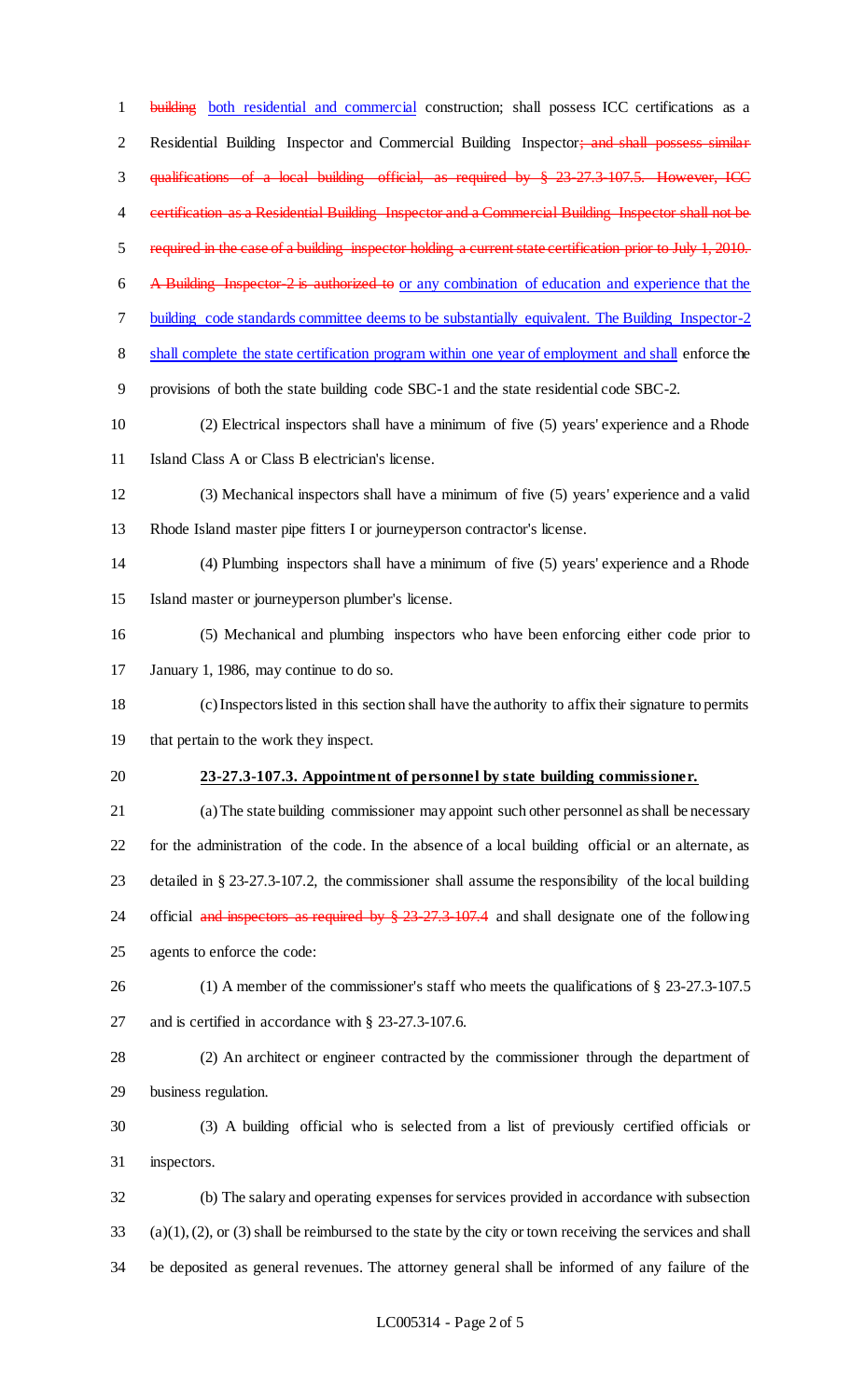~~building~~ both residential and commercial construction; shall possess ICC certifications as a Residential Building Inspector and Commercial Building Inspector~~; and shall possess similar qualifications of a local building official, as required by § 23-27.3-107.5. However, ICC certification as a Residential Building Inspector and a Commercial Building Inspector shall not be required in the case of a building inspector holding a current state certification prior to July 1, 2010. A Building Inspector-2 is authorized to~~ or any combination of education and experience that the building code standards committee deems to be substantially equivalent. The Building Inspector-2 shall complete the state certification program within one year of employment and shall enforce the provisions of both the state building code SBC-1 and the state residential code SBC-2.

(2) Electrical inspectors shall have a minimum of five (5) years' experience and a Rhode Island Class A or Class B electrician's license.

(3) Mechanical inspectors shall have a minimum of five (5) years' experience and a valid Rhode Island master pipe fitters I or journeyperson contractor's license.

(4) Plumbing inspectors shall have a minimum of five (5) years' experience and a Rhode Island master or journeyperson plumber's license.

(5) Mechanical and plumbing inspectors who have been enforcing either code prior to January 1, 1986, may continue to do so.

(c) Inspectors listed in this section shall have the authority to affix their signature to permits that pertain to the work they inspect.

**23-27.3-107.3. Appointment of personnel by state building commissioner.**

(a) The state building commissioner may appoint such other personnel as shall be necessary for the administration of the code. In the absence of a local building official or an alternate, as detailed in § 23-27.3-107.2, the commissioner shall assume the responsibility of the local building official ~~and inspectors as required by § 23-27.3-107.4~~ and shall designate one of the following agents to enforce the code:

(1) A member of the commissioner's staff who meets the qualifications of § 23-27.3-107.5 and is certified in accordance with § 23-27.3-107.6.

(2) An architect or engineer contracted by the commissioner through the department of business regulation.

(3) A building official who is selected from a list of previously certified officials or inspectors.

(b) The salary and operating expenses for services provided in accordance with subsection (a)(1), (2), or (3) shall be reimbursed to the state by the city or town receiving the services and shall be deposited as general revenues. The attorney general shall be informed of any failure of the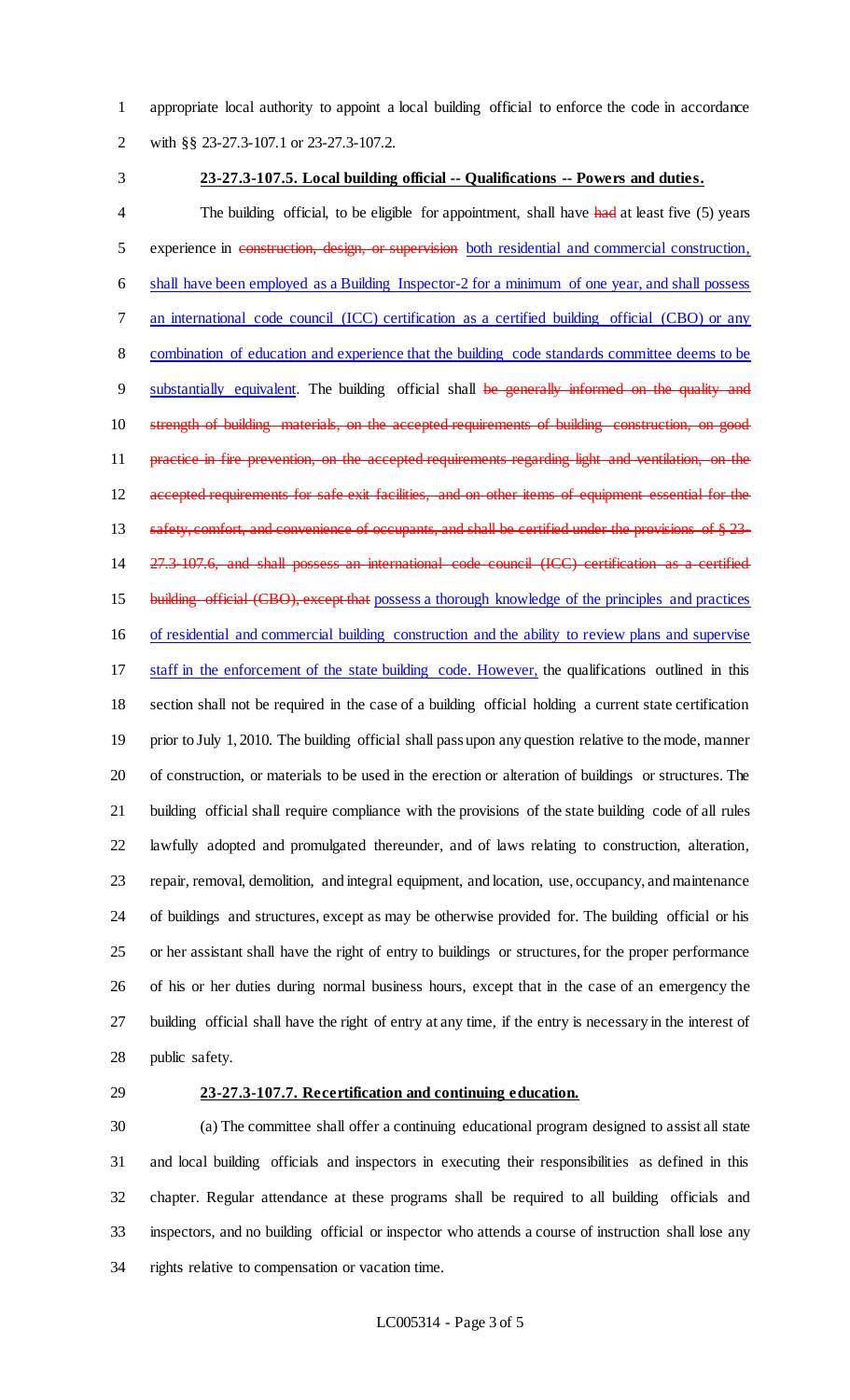appropriate local authority to appoint a local building official to enforce the code in accordance with §§ 23-27.3-107.1 or 23-27.3-107.2.

**23-27.3-107.5. Local building official -- Qualifications -- Powers and duties.**

The building official, to be eligible for appointment, shall have ~~had~~ at least five (5) years experience in ~~construction, design, or supervision~~ <u>both residential and commercial construction, shall have been employed as a Building Inspector-2 for a minimum of one year, and shall possess an international code council (ICC) certification as a certified building official (CBO) or any combination of education and experience that the building code standards committee deems to be substantially equivalent</u>. The building official shall ~~be generally informed on the quality and strength of building materials, on the accepted requirements of building construction, on good practice in fire prevention, on the accepted requirements regarding light and ventilation, on the accepted requirements for safe exit facilities, and on other items of equipment essential for the safety, comfort, and convenience of occupants, and shall be certified under the provisions of § 23-27.3-107.6, and shall possess an international code council (ICC) certification as a certified building official (CBO), except that~~ <u>possess a thorough knowledge of the principles and practices of residential and commercial building construction and the ability to review plans and supervise staff in the enforcement of the state building code. However,</u> the qualifications outlined in this section shall not be required in the case of a building official holding a current state certification prior to July 1, 2010. The building official shall pass upon any question relative to the mode, manner of construction, or materials to be used in the erection or alteration of buildings or structures. The building official shall require compliance with the provisions of the state building code of all rules lawfully adopted and promulgated thereunder, and of laws relating to construction, alteration, repair, removal, demolition, and integral equipment, and location, use, occupancy, and maintenance of buildings and structures, except as may be otherwise provided for. The building official or his or her assistant shall have the right of entry to buildings or structures, for the proper performance of his or her duties during normal business hours, except that in the case of an emergency the building official shall have the right of entry at any time, if the entry is necessary in the interest of public safety.

**23-27.3-107.7. Recertification and continuing education.**

(a) The committee shall offer a continuing educational program designed to assist all state and local building officials and inspectors in executing their responsibilities as defined in this chapter. Regular attendance at these programs shall be required to all building officials and inspectors, and no building official or inspector who attends a course of instruction shall lose any rights relative to compensation or vacation time.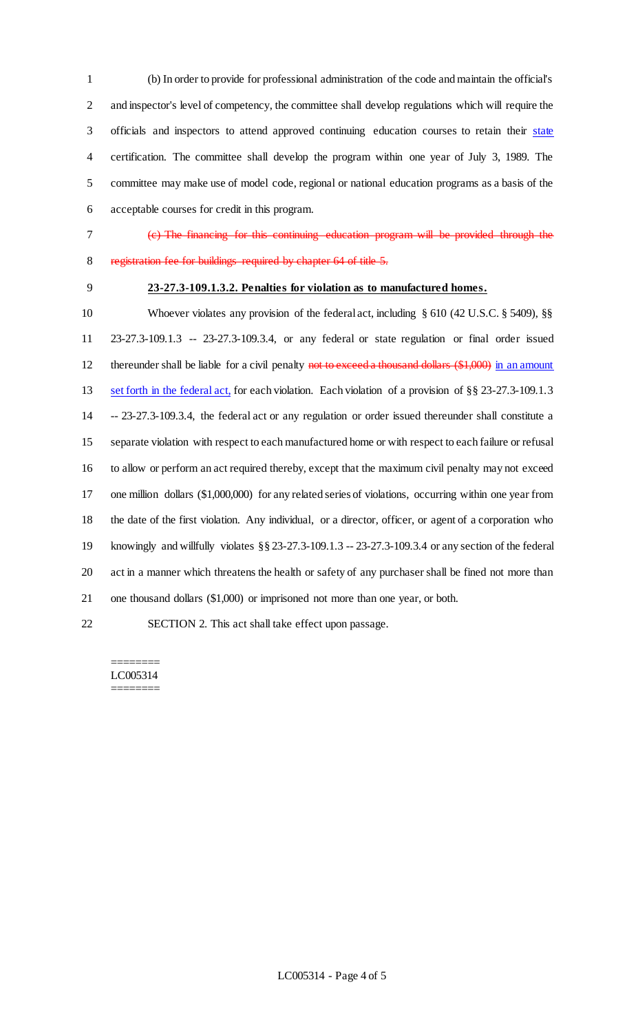(b) In order to provide for professional administration of the code and maintain the official's and inspector's level of competency, the committee shall develop regulations which will require the officials and inspectors to attend approved continuing education courses to retain their state certification. The committee shall develop the program within one year of July 3, 1989. The committee may make use of model code, regional or national education programs as a basis of the acceptable courses for credit in this program.

~~(c) The financing for this continuing education program will be provided through the registration fee for buildings required by chapter 64 of title 5.~~

**23-27.3-109.1.3.2. Penalties for violation as to manufactured homes.**

Whoever violates any provision of the federal act, including § 610 (42 U.S.C. § 5409), §§ 23-27.3-109.1.3 -- 23-27.3-109.3.4, or any federal or state regulation or final order issued thereunder shall be liable for a civil penalty ~~not to exceed a thousand dollars ($1,000)~~ in an amount set forth in the federal act, for each violation. Each violation of a provision of §§ 23-27.3-109.1.3 -- 23-27.3-109.3.4, the federal act or any regulation or order issued thereunder shall constitute a separate violation with respect to each manufactured home or with respect to each failure or refusal to allow or perform an act required thereby, except that the maximum civil penalty may not exceed one million dollars ($1,000,000) for any related series of violations, occurring within one year from the date of the first violation. Any individual, or a director, officer, or agent of a corporation who knowingly and willfully violates §§ 23-27.3-109.1.3 -- 23-27.3-109.3.4 or any section of the federal act in a manner which threatens the health or safety of any purchaser shall be fined not more than one thousand dollars ($1,000) or imprisoned not more than one year, or both.

SECTION 2. This act shall take effect upon passage.

========
LC005314
========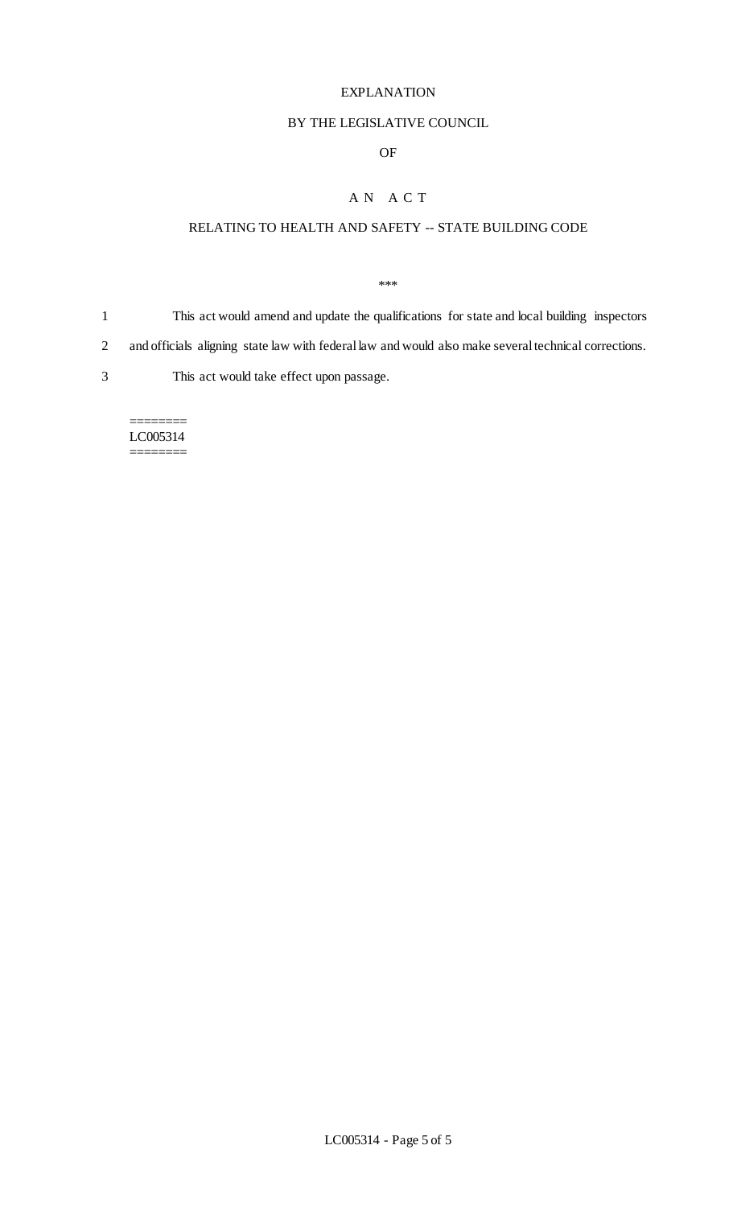EXPLANATION

BY THE LEGISLATIVE COUNCIL

OF

A N A C T

RELATING TO HEALTH AND SAFETY -- STATE BUILDING CODE

\*\*\*

1 This act would amend and update the qualifications for state and local building inspectors

2 and officials aligning state law with federal law and would also make several technical corrections.

3 This act would take effect upon passage.

========
LC005314
========